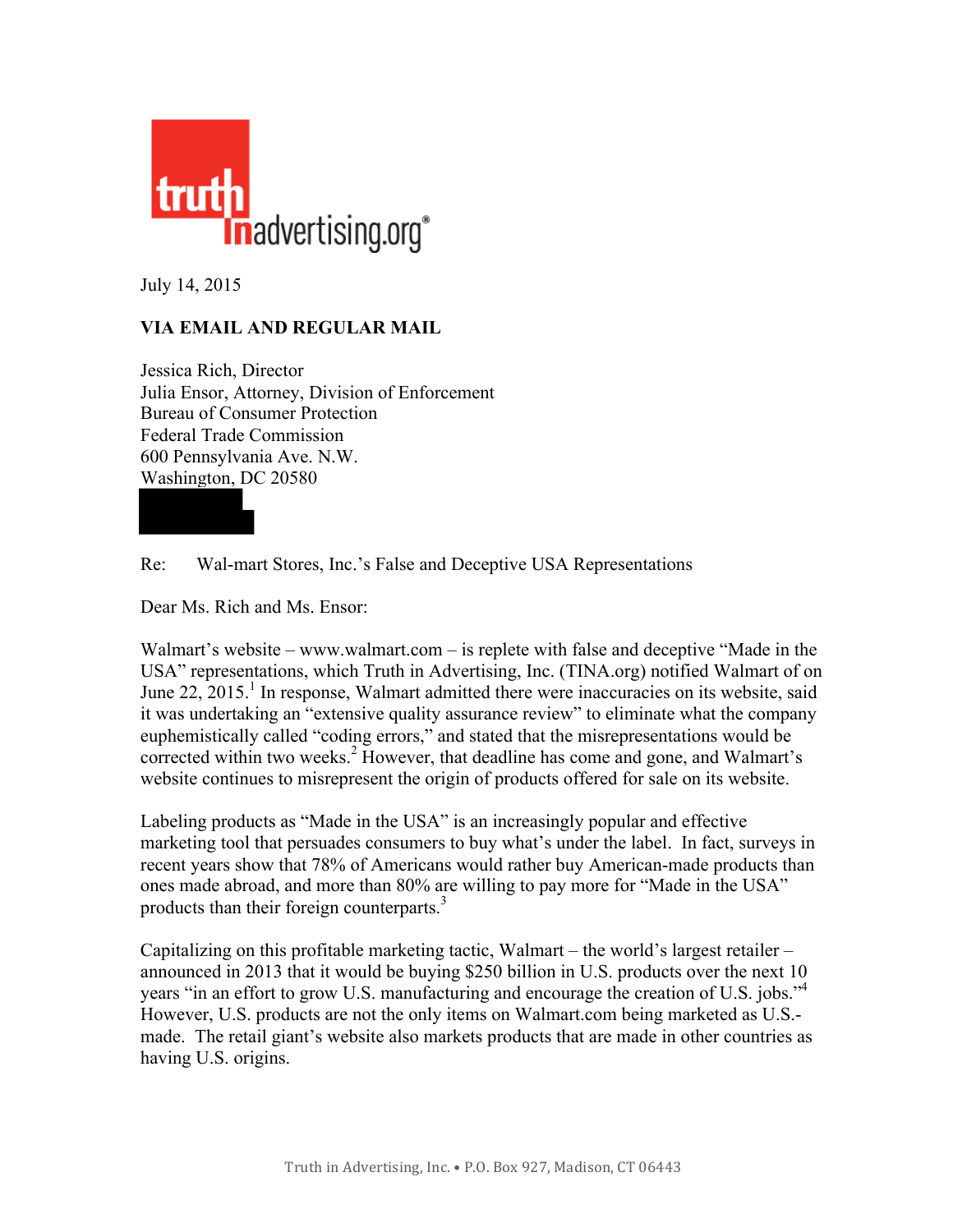truth in advertising.org®

July 14, 2015

**VIA EMAIL AND REGULAR MAIL**

Jessica Rich, Director
Julia Ensor, Attorney, Division of Enforcement
Bureau of Consumer Protection
Federal Trade Commission
600 Pennsylvania Ave. N.W.
Washington, DC 20580

Re: Wal-mart Stores, Inc.'s False and Deceptive USA Representations

Dear Ms. Rich and Ms. Ensor:

Walmart's website – www.walmart.com – is replete with false and deceptive "Made in the USA" representations, which Truth in Advertising, Inc. (TINA.org) notified Walmart of on June 22, 2015.[1] In response, Walmart admitted there were inaccuracies on its website, said it was undertaking an "extensive quality assurance review" to eliminate what the company euphemistically called "coding errors," and stated that the misrepresentations would be corrected within two weeks.[2] However, that deadline has come and gone, and Walmart's website continues to misrepresent the origin of products offered for sale on its website.

Labeling products as "Made in the USA" is an increasingly popular and effective marketing tool that persuades consumers to buy what's under the label. In fact, surveys in recent years show that 78% of Americans would rather buy American-made products than ones made abroad, and more than 80% are willing to pay more for "Made in the USA" products than their foreign counterparts.[3]

Capitalizing on this profitable marketing tactic, Walmart – the world's largest retailer – announced in 2013 that it would be buying $250 billion in U.S. products over the next 10 years "in an effort to grow U.S. manufacturing and encourage the creation of U.S. jobs."[4] However, U.S. products are not the only items on Walmart.com being marketed as U.S.-made. The retail giant's website also markets products that are made in other countries as having U.S. origins.

Truth in Advertising, Inc. • P.O. Box 927, Madison, CT 06443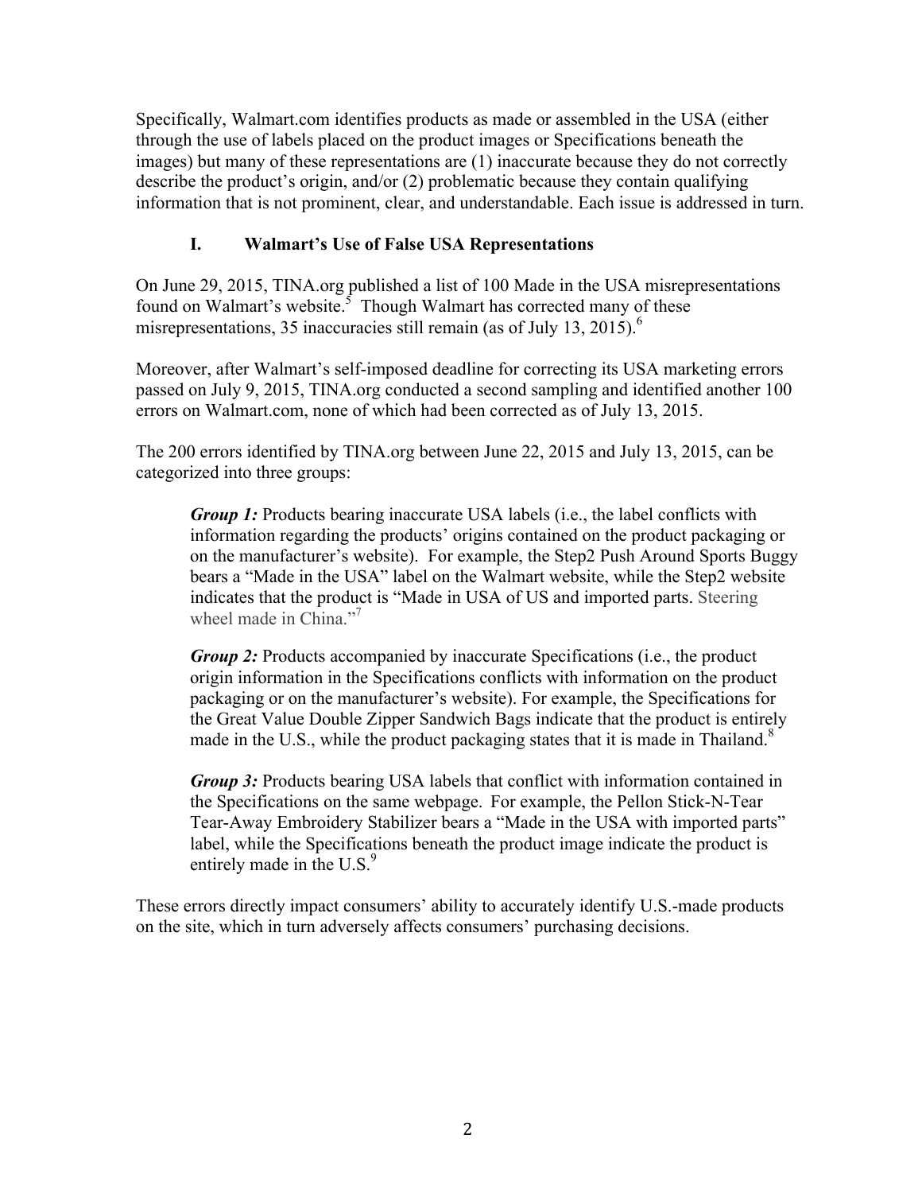Specifically, Walmart.com identifies products as made or assembled in the USA (either through the use of labels placed on the product images or Specifications beneath the images) but many of these representations are (1) inaccurate because they do not correctly describe the product's origin, and/or (2) problematic because they contain qualifying information that is not prominent, clear, and understandable. Each issue is addressed in turn.

## I. Walmart's Use of False USA Representations

On June 29, 2015, TINA.org published a list of 100 Made in the USA misrepresentations found on Walmart's website.[5] Though Walmart has corrected many of these misrepresentations, 35 inaccuracies still remain (as of July 13, 2015).[6]

Moreover, after Walmart's self-imposed deadline for correcting its USA marketing errors passed on July 9, 2015, TINA.org conducted a second sampling and identified another 100 errors on Walmart.com, none of which had been corrected as of July 13, 2015.

The 200 errors identified by TINA.org between June 22, 2015 and July 13, 2015, can be categorized into three groups:

> ***Group 1:*** Products bearing inaccurate USA labels (i.e., the label conflicts with information regarding the products' origins contained on the product packaging or on the manufacturer's website). For example, the Step2 Push Around Sports Buggy bears a "Made in the USA" label on the Walmart website, while the Step2 website indicates that the product is "Made in USA of US and imported parts. Steering wheel made in China."[7]
>
> ***Group 2:*** Products accompanied by inaccurate Specifications (i.e., the product origin information in the Specifications conflicts with information on the product packaging or on the manufacturer's website). For example, the Specifications for the Great Value Double Zipper Sandwich Bags indicate that the product is entirely made in the U.S., while the product packaging states that it is made in Thailand.[8]
>
> ***Group 3:*** Products bearing USA labels that conflict with information contained in the Specifications on the same webpage. For example, the Pellon Stick-N-Tear Tear-Away Embroidery Stabilizer bears a "Made in the USA with imported parts" label, while the Specifications beneath the product image indicate the product is entirely made in the U.S.[9]

These errors directly impact consumers' ability to accurately identify U.S.-made products on the site, which in turn adversely affects consumers' purchasing decisions.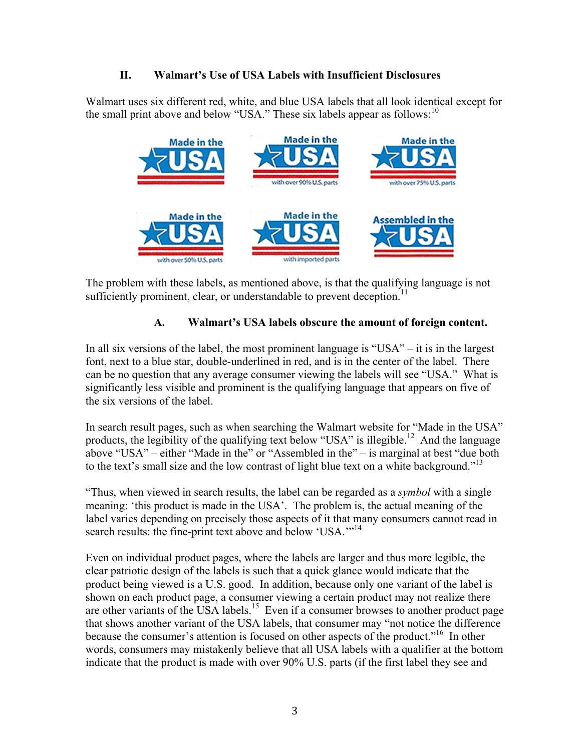## II. Walmart's Use of USA Labels with Insufficient Disclosures

Walmart uses six different red, white, and blue USA labels that all look identical except for the small print above and below "USA." These six labels appear as follows:[10]

The problem with these labels, as mentioned above, is that the qualifying language is not sufficiently prominent, clear, or understandable to prevent deception.[11]

### A. Walmart's USA labels obscure the amount of foreign content.

In all six versions of the label, the most prominent language is "USA" – it is in the largest font, next to a blue star, double-underlined in red, and is in the center of the label. There can be no question that any average consumer viewing the labels will see "USA." What is significantly less visible and prominent is the qualifying language that appears on five of the six versions of the label.

In search result pages, such as when searching the Walmart website for "Made in the USA" products, the legibility of the qualifying text below "USA" is illegible.[12] And the language above "USA" – either "Made in the" or "Assembled in the" – is marginal at best "due both to the text's small size and the low contrast of light blue text on a white background."[13]

"Thus, when viewed in search results, the label can be regarded as a *symbol* with a single meaning: 'this product is made in the USA'. The problem is, the actual meaning of the label varies depending on precisely those aspects of it that many consumers cannot read in search results: the fine-print text above and below 'USA.'"[14]

Even on individual product pages, where the labels are larger and thus more legible, the clear patriotic design of the labels is such that a quick glance would indicate that the product being viewed is a U.S. good. In addition, because only one variant of the label is shown on each product page, a consumer viewing a certain product may not realize there are other variants of the USA labels.[15] Even if a consumer browses to another product page that shows another variant of the USA labels, that consumer may "not notice the difference because the consumer's attention is focused on other aspects of the product."[16] In other words, consumers may mistakenly believe that all USA labels with a qualifier at the bottom indicate that the product is made with over 90% U.S. parts (if the first label they see and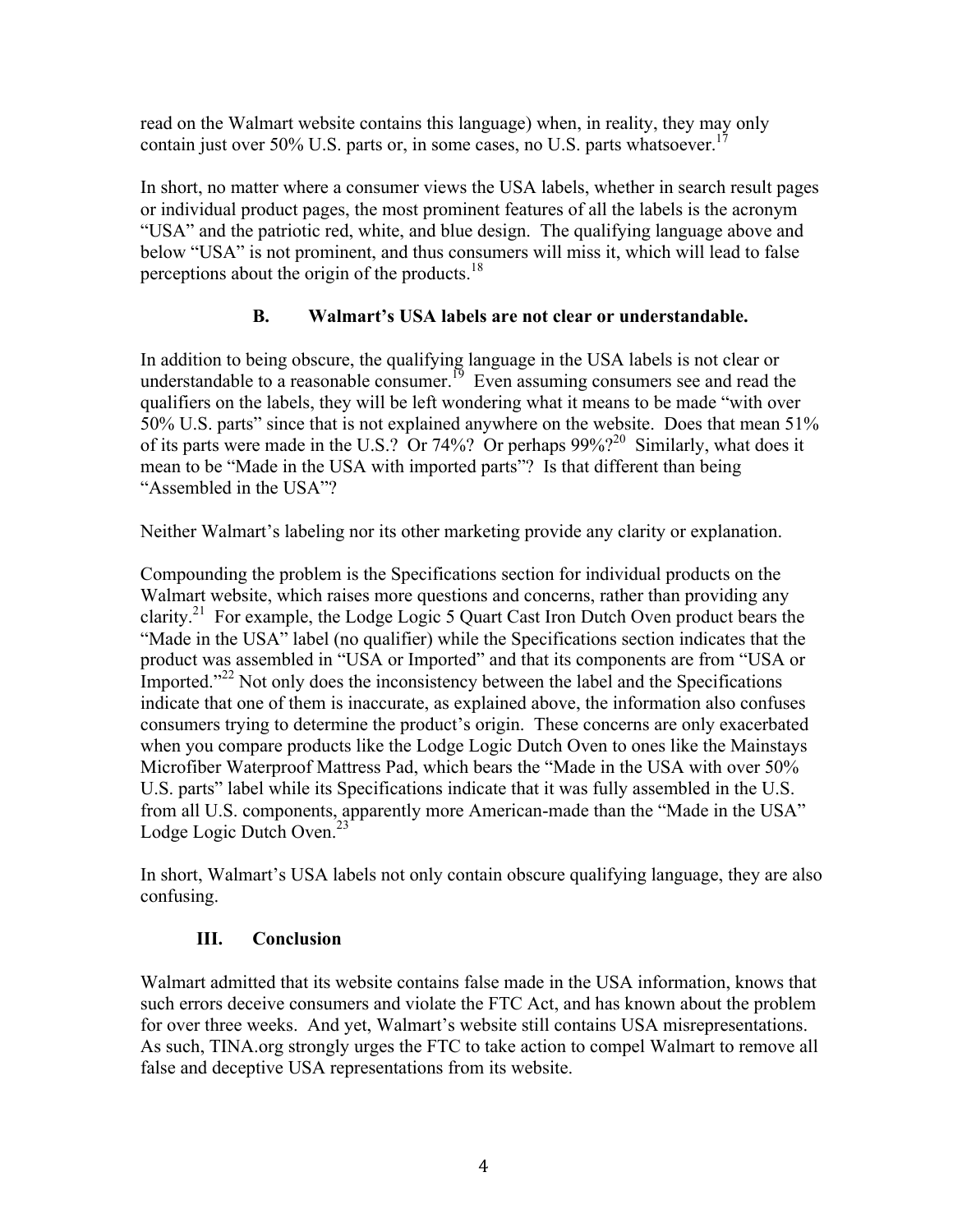read on the Walmart website contains this language) when, in reality, they may only contain just over 50% U.S. parts or, in some cases, no U.S. parts whatsoever.[17]

In short, no matter where a consumer views the USA labels, whether in search result pages or individual product pages, the most prominent features of all the labels is the acronym "USA" and the patriotic red, white, and blue design. The qualifying language above and below "USA" is not prominent, and thus consumers will miss it, which will lead to false perceptions about the origin of the products.[18]

### B. Walmart's USA labels are not clear or understandable.

In addition to being obscure, the qualifying language in the USA labels is not clear or understandable to a reasonable consumer.[19] Even assuming consumers see and read the qualifiers on the labels, they will be left wondering what it means to be made "with over 50% U.S. parts" since that is not explained anywhere on the website. Does that mean 51% of its parts were made in the U.S.? Or 74%? Or perhaps 99%?[20] Similarly, what does it mean to be "Made in the USA with imported parts"? Is that different than being "Assembled in the USA"?

Neither Walmart's labeling nor its other marketing provide any clarity or explanation.

Compounding the problem is the Specifications section for individual products on the Walmart website, which raises more questions and concerns, rather than providing any clarity.[21] For example, the Lodge Logic 5 Quart Cast Iron Dutch Oven product bears the "Made in the USA" label (no qualifier) while the Specifications section indicates that the product was assembled in "USA or Imported" and that its components are from "USA or Imported."[22] Not only does the inconsistency between the label and the Specifications indicate that one of them is inaccurate, as explained above, the information also confuses consumers trying to determine the product's origin. These concerns are only exacerbated when you compare products like the Lodge Logic Dutch Oven to ones like the Mainstays Microfiber Waterproof Mattress Pad, which bears the "Made in the USA with over 50% U.S. parts" label while its Specifications indicate that it was fully assembled in the U.S. from all U.S. components, apparently more American-made than the "Made in the USA" Lodge Logic Dutch Oven.[23]

In short, Walmart's USA labels not only contain obscure qualifying language, they are also confusing.

## III. Conclusion

Walmart admitted that its website contains false made in the USA information, knows that such errors deceive consumers and violate the FTC Act, and has known about the problem for over three weeks. And yet, Walmart's website still contains USA misrepresentations. As such, TINA.org strongly urges the FTC to take action to compel Walmart to remove all false and deceptive USA representations from its website.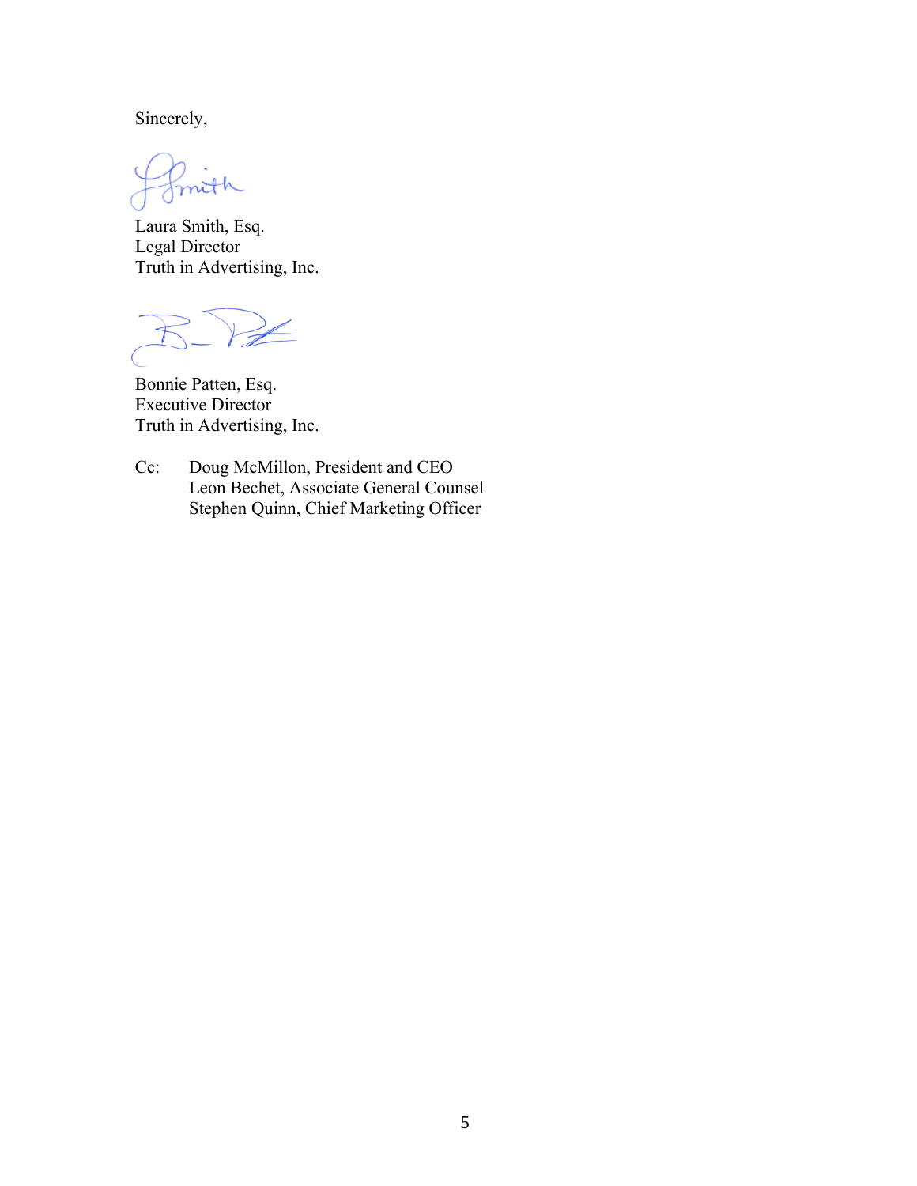Sincerely,

Laura Smith, Esq.
Legal Director
Truth in Advertising, Inc.

Bonnie Patten, Esq.
Executive Director
Truth in Advertising, Inc.

Cc: Doug McMillon, President and CEO
Leon Bechet, Associate General Counsel
Stephen Quinn, Chief Marketing Officer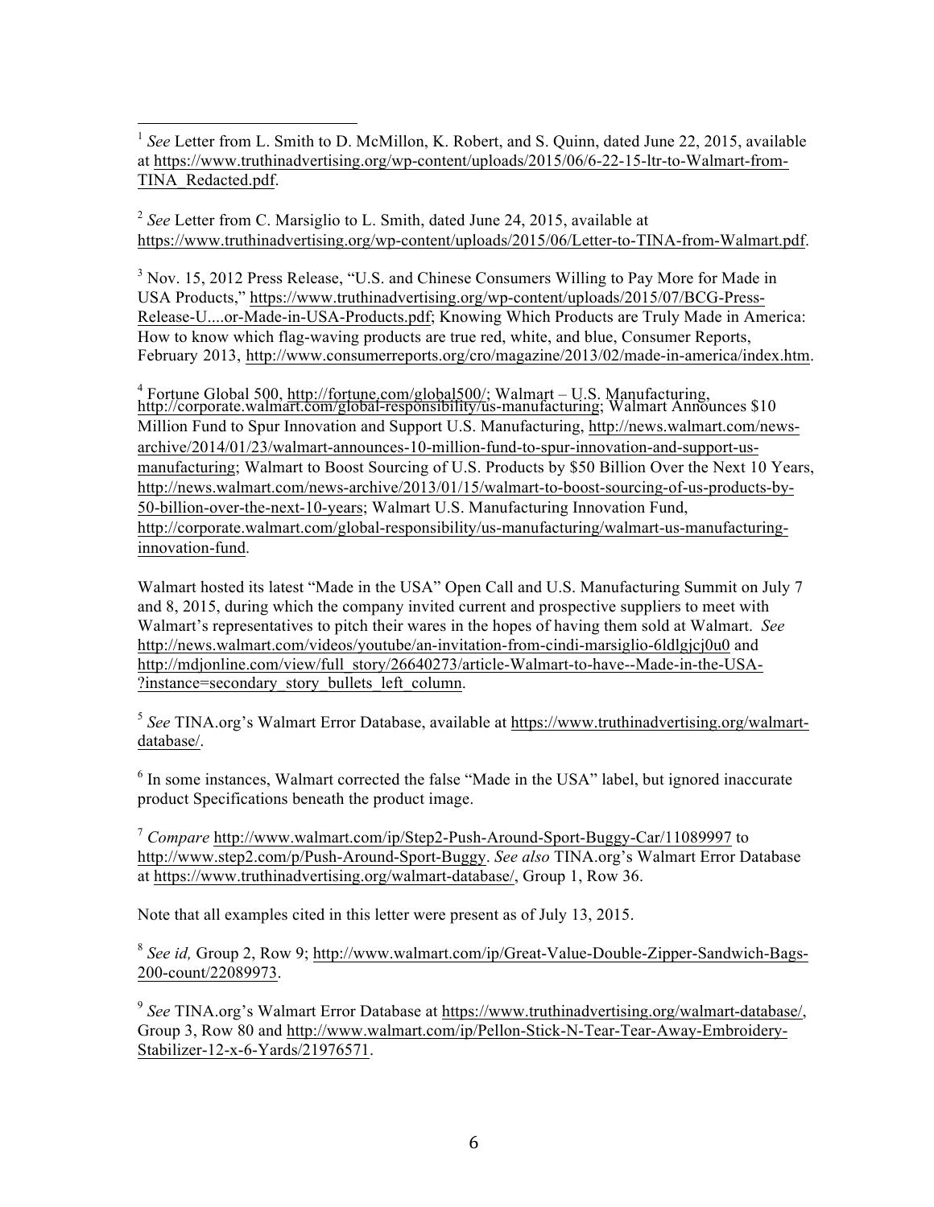[1] *See* Letter from L. Smith to D. McMillon, K. Robert, and S. Quinn, dated June 22, 2015, available at https://www.truthinadvertising.org/wp-content/uploads/2015/06/6-22-15-ltr-to-Walmart-from-TINA_Redacted.pdf.

[2] *See* Letter from C. Marsiglio to L. Smith, dated June 24, 2015, available at https://www.truthinadvertising.org/wp-content/uploads/2015/06/Letter-to-TINA-from-Walmart.pdf.

[3] Nov. 15, 2012 Press Release, "U.S. and Chinese Consumers Willing to Pay More for Made in USA Products," https://www.truthinadvertising.org/wp-content/uploads/2015/07/BCG-Press-Release-U....or-Made-in-USA-Products.pdf; Knowing Which Products are Truly Made in America: How to know which flag-waving products are true red, white, and blue, Consumer Reports, February 2013, http://www.consumerreports.org/cro/magazine/2013/02/made-in-america/index.htm.

[4] Fortune Global 500, http://fortune.com/global500/; Walmart – U.S. Manufacturing, http://corporate.walmart.com/global-responsibility/us-manufacturing; Walmart Announces $10 Million Fund to Spur Innovation and Support U.S. Manufacturing, http://news.walmart.com/news-archive/2014/01/23/walmart-announces-10-million-fund-to-spur-innovation-and-support-us-manufacturing; Walmart to Boost Sourcing of U.S. Products by $50 Billion Over the Next 10 Years, http://news.walmart.com/news-archive/2013/01/15/walmart-to-boost-sourcing-of-us-products-by-50-billion-over-the-next-10-years; Walmart U.S. Manufacturing Innovation Fund, http://corporate.walmart.com/global-responsibility/us-manufacturing/walmart-us-manufacturing-innovation-fund.

Walmart hosted its latest "Made in the USA" Open Call and U.S. Manufacturing Summit on July 7 and 8, 2015, during which the company invited current and prospective suppliers to meet with Walmart's representatives to pitch their wares in the hopes of having them sold at Walmart. *See* http://news.walmart.com/videos/youtube/an-invitation-from-cindi-marsiglio-6ldlgjcj0u0 and http://mdjonline.com/view/full_story/26640273/article-Walmart-to-have--Made-in-the-USA-?instance=secondary_story_bullets_left_column.

[5] *See* TINA.org's Walmart Error Database, available at https://www.truthinadvertising.org/walmart-database/.

[6] In some instances, Walmart corrected the false "Made in the USA" label, but ignored inaccurate product Specifications beneath the product image.

[7] *Compare* http://www.walmart.com/ip/Step2-Push-Around-Sport-Buggy-Car/11089997 to http://www.step2.com/p/Push-Around-Sport-Buggy. *See also* TINA.org's Walmart Error Database at https://www.truthinadvertising.org/walmart-database/, Group 1, Row 36.

Note that all examples cited in this letter were present as of July 13, 2015.

[8] *See id,* Group 2, Row 9; http://www.walmart.com/ip/Great-Value-Double-Zipper-Sandwich-Bags-200-count/22089973.

[9] *See* TINA.org's Walmart Error Database at https://www.truthinadvertising.org/walmart-database/, Group 3, Row 80 and http://www.walmart.com/ip/Pellon-Stick-N-Tear-Tear-Away-Embroidery-Stabilizer-12-x-6-Yards/21976571.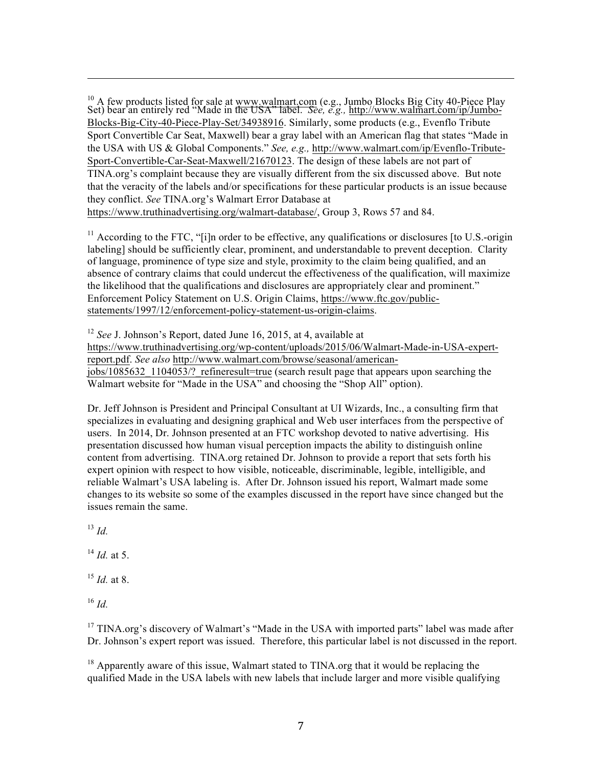[10] A few products listed for sale at www.walmart.com (e.g., Jumbo Blocks Big City 40-Piece Play Set) bear an entirely red "Made in the USA" label. *See, e.g.,* http://www.walmart.com/ip/Jumbo-Blocks-Big-City-40-Piece-Play-Set/34938916. Similarly, some products (e.g., Evenflo Tribute Sport Convertible Car Seat, Maxwell) bear a gray label with an American flag that states "Made in the USA with US & Global Components." *See, e.g.,* http://www.walmart.com/ip/Evenflo-Tribute-Sport-Convertible-Car-Seat-Maxwell/21670123. The design of these labels are not part of TINA.org's complaint because they are visually different from the six discussed above. But note that the veracity of the labels and/or specifications for these particular products is an issue because they conflict. *See* TINA.org's Walmart Error Database at https://www.truthinadvertising.org/walmart-database/, Group 3, Rows 57 and 84.

[11] According to the FTC, "[i]n order to be effective, any qualifications or disclosures [to U.S.-origin labeling] should be sufficiently clear, prominent, and understandable to prevent deception. Clarity of language, prominence of type size and style, proximity to the claim being qualified, and an absence of contrary claims that could undercut the effectiveness of the qualification, will maximize the likelihood that the qualifications and disclosures are appropriately clear and prominent." Enforcement Policy Statement on U.S. Origin Claims, https://www.ftc.gov/public-statements/1997/12/enforcement-policy-statement-us-origin-claims.

[12] *See* J. Johnson's Report, dated June 16, 2015, at 4, available at https://www.truthinadvertising.org/wp-content/uploads/2015/06/Walmart-Made-in-USA-expert-report.pdf. *See also* http://www.walmart.com/browse/seasonal/american-jobs/1085632_1104053/?_refineresult=true (search result page that appears upon searching the Walmart website for "Made in the USA" and choosing the "Shop All" option).

Dr. Jeff Johnson is President and Principal Consultant at UI Wizards, Inc., a consulting firm that specializes in evaluating and designing graphical and Web user interfaces from the perspective of users. In 2014, Dr. Johnson presented at an FTC workshop devoted to native advertising. His presentation discussed how human visual perception impacts the ability to distinguish online content from advertising. TINA.org retained Dr. Johnson to provide a report that sets forth his expert opinion with respect to how visible, noticeable, discriminable, legible, intelligible, and reliable Walmart's USA labeling is. After Dr. Johnson issued his report, Walmart made some changes to its website so some of the examples discussed in the report have since changed but the issues remain the same.

[13] *Id.*

[14] *Id.* at 5.

[15] *Id.* at 8.

[16] *Id.*

[17] TINA.org's discovery of Walmart's "Made in the USA with imported parts" label was made after Dr. Johnson's expert report was issued. Therefore, this particular label is not discussed in the report.

[18] Apparently aware of this issue, Walmart stated to TINA.org that it would be replacing the qualified Made in the USA labels with new labels that include larger and more visible qualifying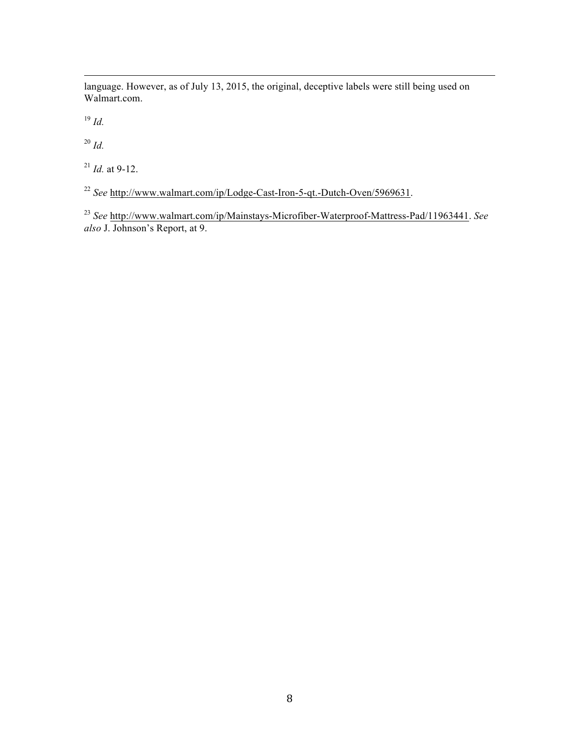language. However, as of July 13, 2015, the original, deceptive labels were still being used on Walmart.com.

[19] *Id.*

[20] *Id.*

[21] *Id.* at 9-12.

[22] *See* http://www.walmart.com/ip/Lodge-Cast-Iron-5-qt.-Dutch-Oven/5969631.

[23] *See* http://www.walmart.com/ip/Mainstays-Microfiber-Waterproof-Mattress-Pad/11963441. *See also* J. Johnson's Report, at 9.